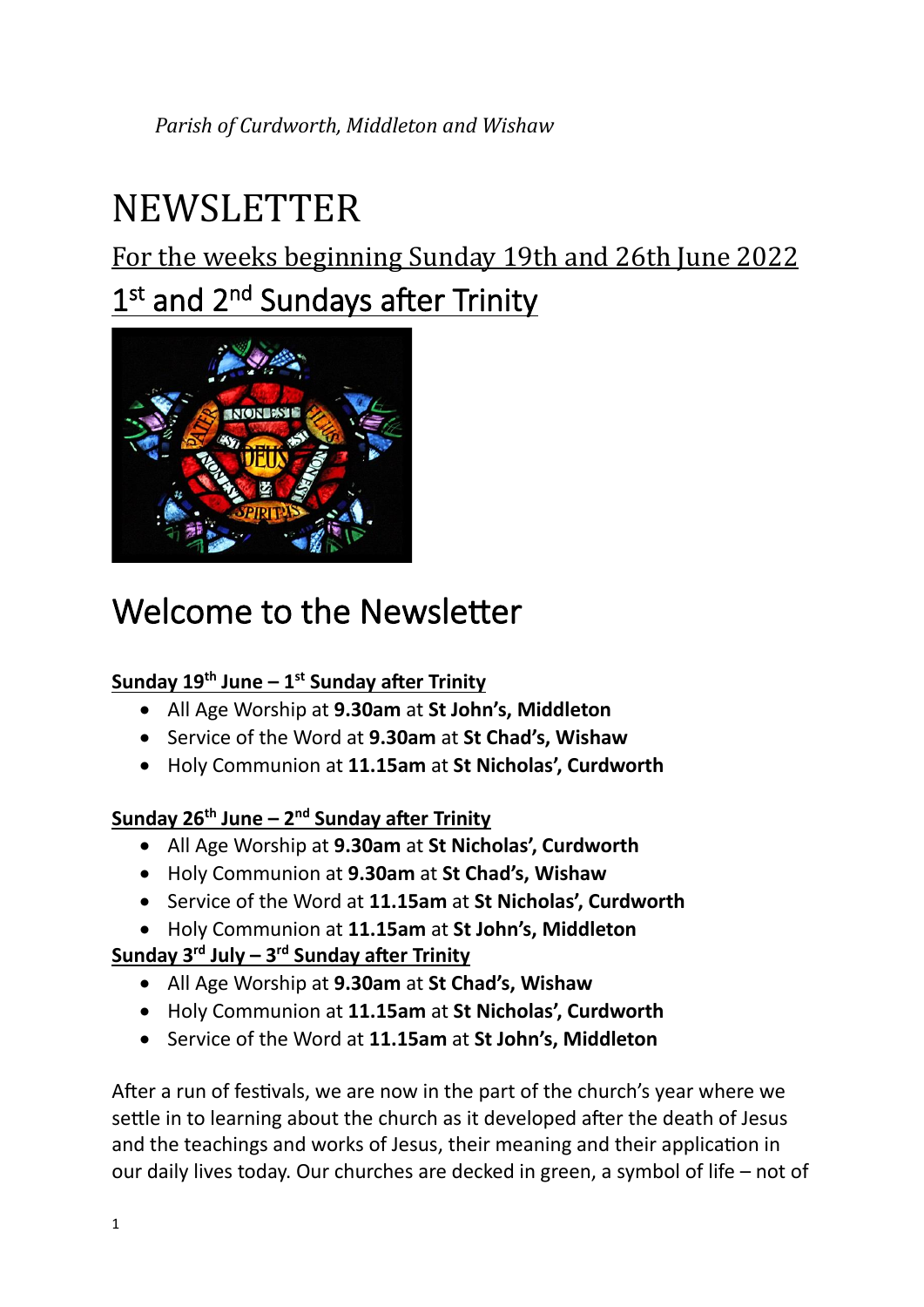*Parish of Curdworth, Middleton and Wishaw*

# NEWSLETTER

## For the weeks beginning Sunday 19th and 26th June 2022

## 1st and 2nd Sundays after Trinity

# Welcome to the Newsletter

**Sunday 19th June – 1st Sunday after Trinity**

- All Age Worship at **9.30am** at **St John's, Middleton**
- Service of the Word at **9.30am** at **St Chad's, Wishaw**
- Holy Communion at **11.15am** at **St Nicholas', Curdworth**

**Sunday 26th June – 2nd Sunday after Trinity**

- All Age Worship at **9.30am** at **St Nicholas', Curdworth**
- Holy Communion at **9.30am** at **St Chad's, Wishaw**
- Service of the Word at **11.15am** at **St Nicholas', Curdworth**
- Holy Communion at **11.15am** at **St John's, Middleton**

**Sunday 3rd July – 3rd Sunday after Trinity**

- All Age Worship at **9.30am** at **St Chad's, Wishaw**
- Holy Communion at **11.15am** at **St Nicholas', Curdworth**
- Service of the Word at **11.15am** at **St John's, Middleton**

After a run of festivals, we are now in the part of the church's year where we settle in to learning about the church as it developed after the death of Jesus and the teachings and works of Jesus, their meaning and their application in our daily lives today. Our churches are decked in green, a symbol of life – not of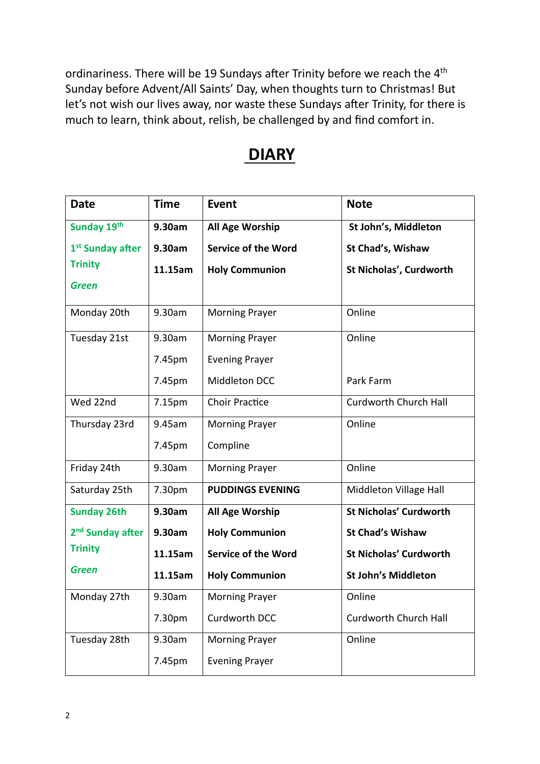ordinariness. There will be 19 Sundays after Trinity before we reach the 4th Sunday before Advent/All Saints' Day, when thoughts turn to Christmas! But let's not wish our lives away, nor waste these Sundays after Trinity, for there is much to learn, think about, relish, be challenged by and find comfort in.

# DIARY

| Date | Time | Event | Note |
|---|---|---|---|
| **Sunday 19th** | **9.30am** | **All Age Worship** | **St John's, Middleton** |
| **1st Sunday after Trinity** | **9.30am** | **Service of the Word** | **St Chad's, Wishaw** |
| ***Green*** | **11.15am** | **Holy Communion** | **St Nicholas', Curdworth** |
| Monday 20th | 9.30am | Morning Prayer | Online |
| Tuesday 21st | 9.30am | Morning Prayer | Online |
| | 7.45pm | Evening Prayer | |
| | 7.45pm | Middleton DCC | Park Farm |
| Wed 22nd | 7.15pm | Choir Practice | Curdworth Church Hall |
| Thursday 23rd | 9.45am | Morning Prayer | Online |
| | 7.45pm | Compline | |
| Friday 24th | 9.30am | Morning Prayer | Online |
| Saturday 25th | 7.30pm | **PUDDINGS EVENING** | Middleton Village Hall |
| **Sunday 26th** | **9.30am** | **All Age Worship** | **St Nicholas' Curdworth** |
| **2nd Sunday after** | **9.30am** | **Holy Communion** | **St Chad's Wishaw** |
| **Trinity** | **11.15am** | **Service of the Word** | **St Nicholas' Curdworth** |
| ***Green*** | **11.15am** | **Holy Communion** | **St John's Middleton** |
| Monday 27th | 9.30am | Morning Prayer | Online |
| | 7.30pm | Curdworth DCC | Curdworth Church Hall |
| Tuesday 28th | 9.30am | Morning Prayer | Online |
| | 7.45pm | Evening Prayer | |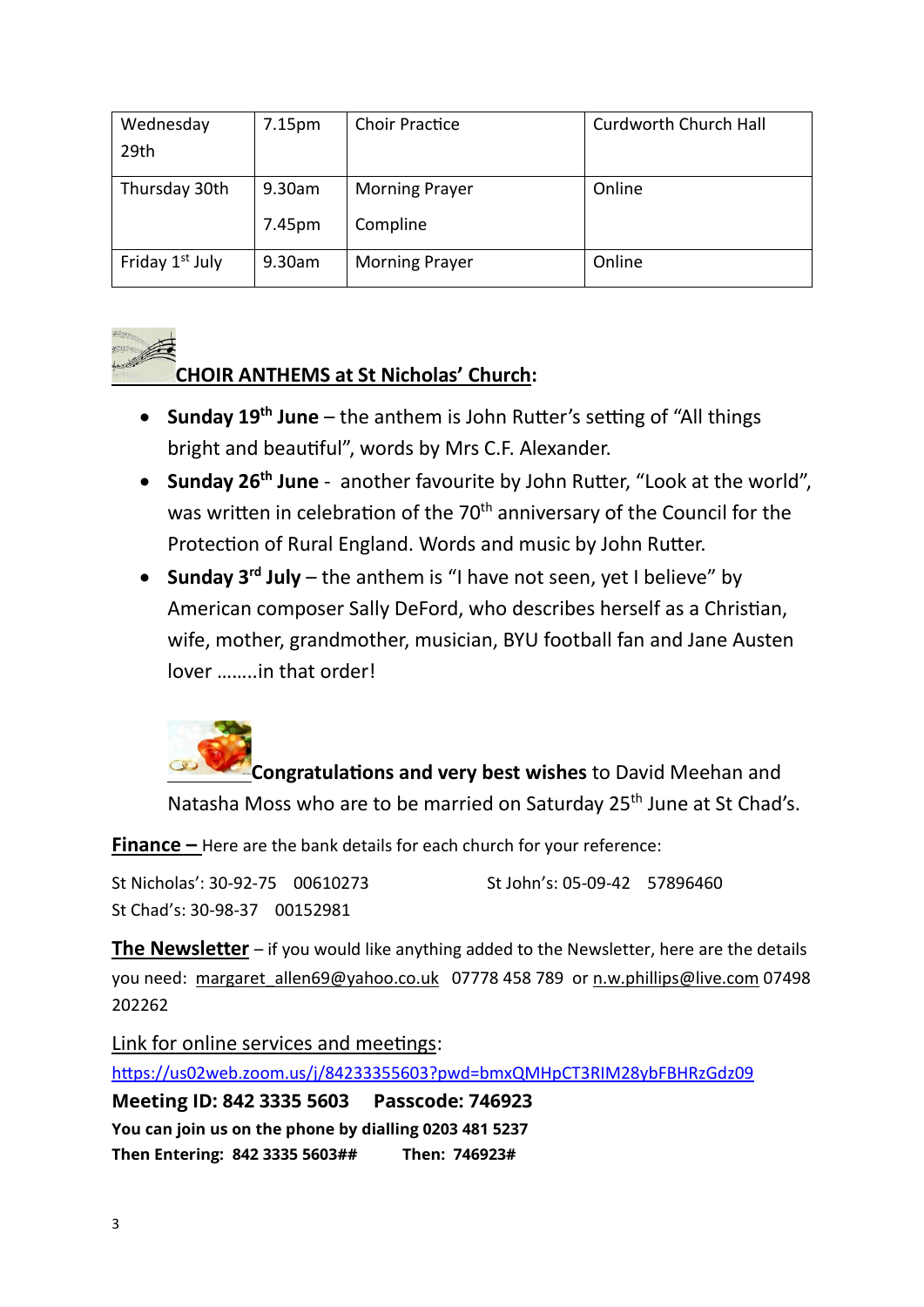| Wednesday 29th | 7.15pm | Choir Practice | Curdworth Church Hall |
|---|---|---|---|
| Thursday 30th | 9.30am<br>7.45pm | Morning Prayer<br>Compline | Online |
| Friday 1st July | 9.30am | Morning Prayer | Online |

**CHOIR ANTHEMS at St Nicholas' Church:**

- **Sunday 19th June** – the anthem is John Rutter's setting of "All things bright and beautiful", words by Mrs C.F. Alexander.
- **Sunday 26th June** - another favourite by John Rutter, "Look at the world", was written in celebration of the 70th anniversary of the Council for the Protection of Rural England. Words and music by John Rutter.
- **Sunday 3rd July** – the anthem is "I have not seen, yet I believe" by American composer Sally DeFord, who describes herself as a Christian, wife, mother, grandmother, musician, BYU football fan and Jane Austen lover ……..in that order!

**Congratulations and very best wishes** to David Meehan and Natasha Moss who are to be married on Saturday 25th June at St Chad's.

**Finance –** Here are the bank details for each church for your reference:

St Nicholas': 30-92-75 00610273
St John's: 05-09-42 57896460
St Chad's: 30-98-37 00152981

**The Newsletter** – if you would like anything added to the Newsletter, here are the details you need: margaret_allen69@yahoo.co.uk 07778 458 789 or n.w.phillips@live.com 07498 202262

Link for online services and meetings:

https://us02web.zoom.us/j/84233355603?pwd=bmxQMHpCT3RIM28ybFBHRzGdz09

**Meeting ID: 842 3335 5603 Passcode: 746923**

**You can join us on the phone by dialling 0203 481 5237**

**Then Entering: 842 3335 5603## Then: 746923#**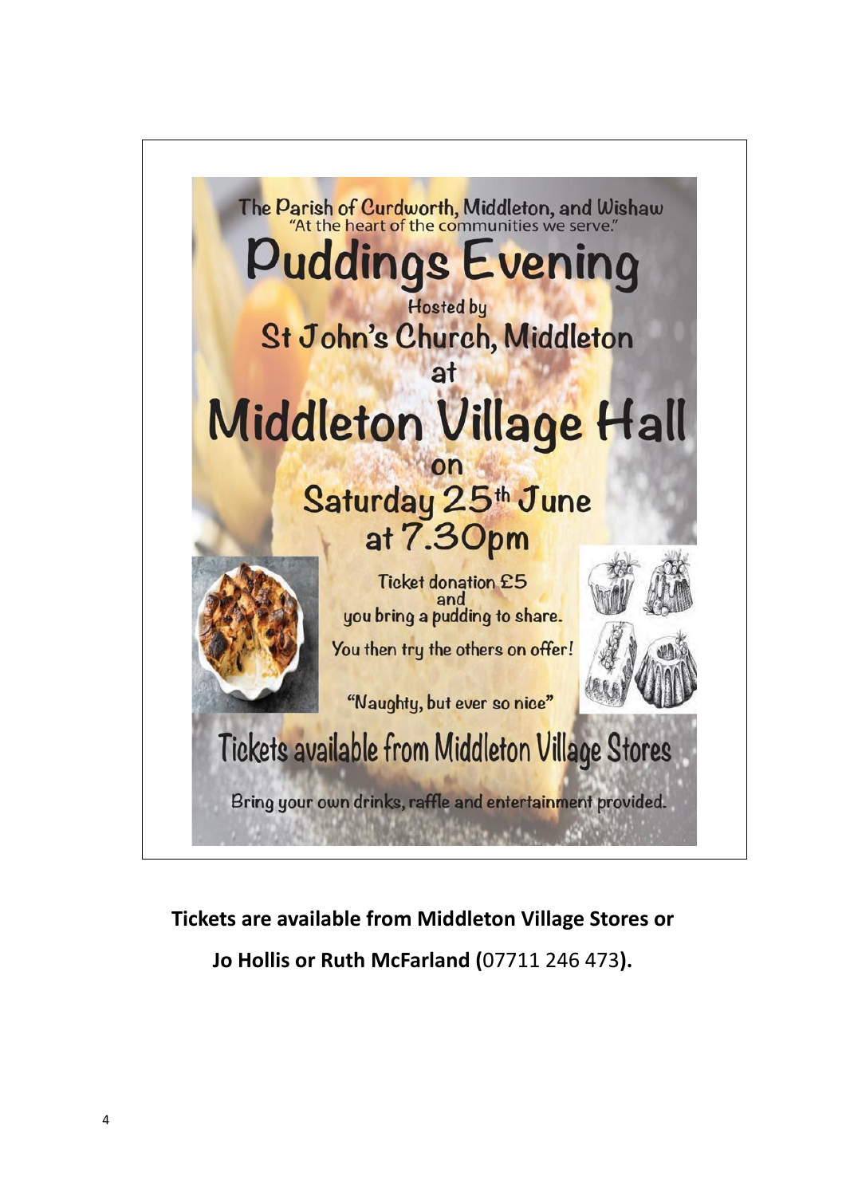The Parish of Curdworth, Middleton, and Wishaw

"At the heart of the communities we serve."

# Puddings Evening

Hosted by

## St John's Church, Middleton

at

# Middleton Village Hall

on

## Saturday 25th June at 7.30pm

Ticket donation £5
and
you bring a pudding to share.

You then try the others on offer!

"Naughty, but ever so nice"

## Tickets available from Middleton Village Stores

Bring your own drinks, raffle and entertainment provided.

**Tickets are available from Middleton Village Stores or**

**Jo Hollis or Ruth McFarland (**07711 246 473**).**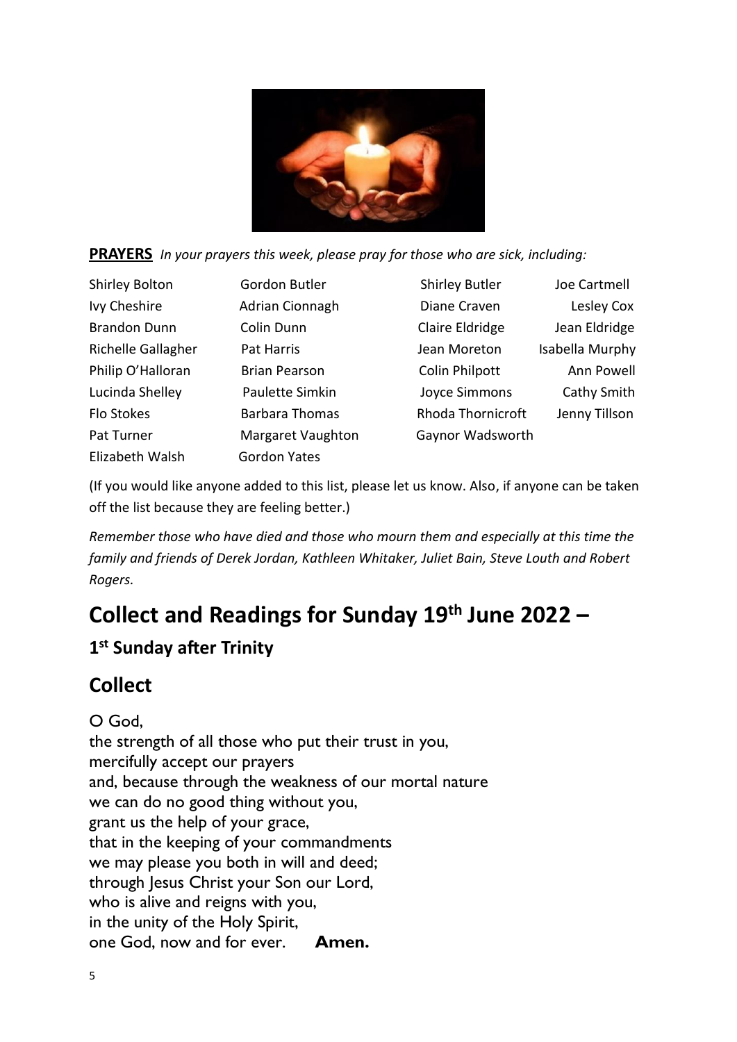**PRAYERS** *In your prayers this week, please pray for those who are sick, including:*

| | | | |
|---|---|---|---|
| Shirley Bolton | Gordon Butler | Shirley Butler | Joe Cartmell |
| Ivy Cheshire | Adrian Cionnagh | Diane Craven | Lesley Cox |
| Brandon Dunn | Colin Dunn | Claire Eldridge | Jean Eldridge |
| Richelle Gallagher | Pat Harris | Jean Moreton | Isabella Murphy |
| Philip O'Halloran | Brian Pearson | Colin Philpott | Ann Powell |
| Lucinda Shelley | Paulette Simkin | Joyce Simmons | Cathy Smith |
| Flo Stokes | Barbara Thomas | Rhoda Thornicroft | Jenny Tillson |
| Pat Turner | Margaret Vaughton | Gaynor Wadsworth | |
| Elizabeth Walsh | Gordon Yates | | |

(If you would like anyone added to this list, please let us know. Also, if anyone can be taken off the list because they are feeling better.)

*Remember those who have died and those who mourn them and especially at this time the family and friends of Derek Jordan, Kathleen Whitaker, Juliet Bain, Steve Louth and Robert Rogers.*

# Collect and Readings for Sunday 19th June 2022 –

### 1st Sunday after Trinity

## Collect

O God,
the strength of all those who put their trust in you,
mercifully accept our prayers
and, because through the weakness of our mortal nature
we can do no good thing without you,
grant us the help of your grace,
that in the keeping of your commandments
we may please you both in will and deed;
through Jesus Christ your Son our Lord,
who is alive and reigns with you,
in the unity of the Holy Spirit,
one God, now and for ever. **Amen.**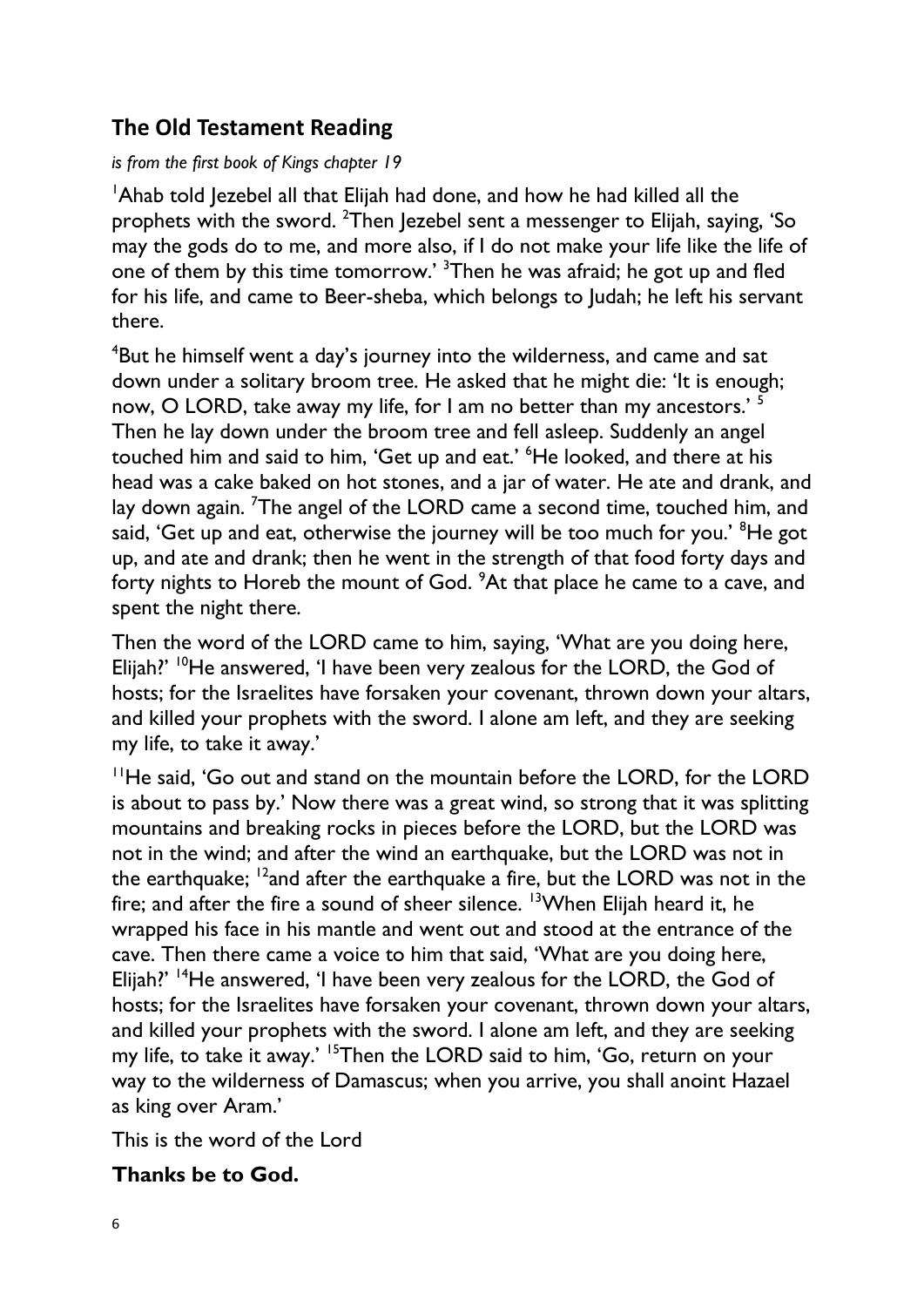## The Old Testament Reading

*is from the first book of Kings chapter 19*

[1]Ahab told Jezebel all that Elijah had done, and how he had killed all the prophets with the sword. [2]Then Jezebel sent a messenger to Elijah, saying, 'So may the gods do to me, and more also, if I do not make your life like the life of one of them by this time tomorrow.' [3]Then he was afraid; he got up and fled for his life, and came to Beer-sheba, which belongs to Judah; he left his servant there.

[4]But he himself went a day's journey into the wilderness, and came and sat down under a solitary broom tree. He asked that he might die: 'It is enough; now, O LORD, take away my life, for I am no better than my ancestors.' [5] Then he lay down under the broom tree and fell asleep. Suddenly an angel touched him and said to him, 'Get up and eat.' [6]He looked, and there at his head was a cake baked on hot stones, and a jar of water. He ate and drank, and lay down again. [7]The angel of the LORD came a second time, touched him, and said, 'Get up and eat, otherwise the journey will be too much for you.' [8]He got up, and ate and drank; then he went in the strength of that food forty days and forty nights to Horeb the mount of God. [9]At that place he came to a cave, and spent the night there.

Then the word of the LORD came to him, saying, 'What are you doing here, Elijah?' [10]He answered, 'I have been very zealous for the LORD, the God of hosts; for the Israelites have forsaken your covenant, thrown down your altars, and killed your prophets with the sword. I alone am left, and they are seeking my life, to take it away.'

[11]He said, 'Go out and stand on the mountain before the LORD, for the LORD is about to pass by.' Now there was a great wind, so strong that it was splitting mountains and breaking rocks in pieces before the LORD, but the LORD was not in the wind; and after the wind an earthquake, but the LORD was not in the earthquake; [12]and after the earthquake a fire, but the LORD was not in the fire; and after the fire a sound of sheer silence. [13]When Elijah heard it, he wrapped his face in his mantle and went out and stood at the entrance of the cave. Then there came a voice to him that said, 'What are you doing here, Elijah?' [14]He answered, 'I have been very zealous for the LORD, the God of hosts; for the Israelites have forsaken your covenant, thrown down your altars, and killed your prophets with the sword. I alone am left, and they are seeking my life, to take it away.' [15]Then the LORD said to him, 'Go, return on your way to the wilderness of Damascus; when you arrive, you shall anoint Hazael as king over Aram.'

This is the word of the Lord

**Thanks be to God.**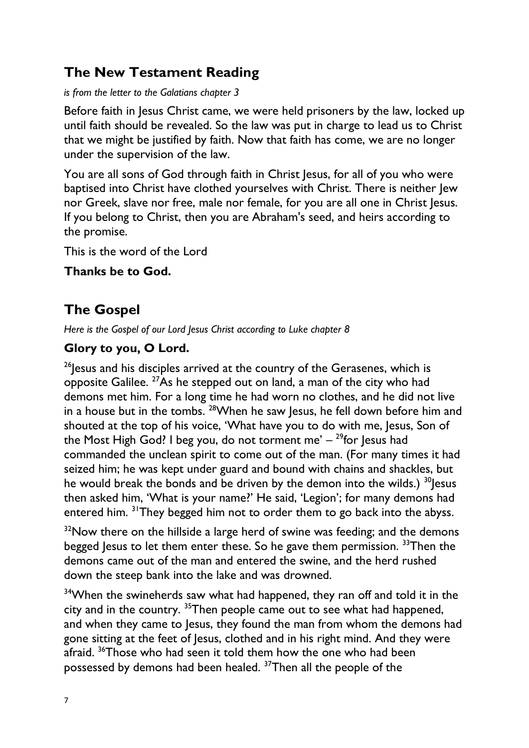## The New Testament Reading

*is from the letter to the Galatians chapter 3*

Before faith in Jesus Christ came, we were held prisoners by the law, locked up until faith should be revealed. So the law was put in charge to lead us to Christ that we might be justified by faith. Now that faith has come, we are no longer under the supervision of the law.

You are all sons of God through faith in Christ Jesus, for all of you who were baptised into Christ have clothed yourselves with Christ. There is neither Jew nor Greek, slave nor free, male nor female, for you are all one in Christ Jesus. If you belong to Christ, then you are Abraham's seed, and heirs according to the promise.

This is the word of the Lord

**Thanks be to God.**

## The Gospel

*Here is the Gospel of our Lord Jesus Christ according to Luke chapter 8*

**Glory to you, O Lord.**

[26]Jesus and his disciples arrived at the country of the Gerasenes, which is opposite Galilee. [27]As he stepped out on land, a man of the city who had demons met him. For a long time he had worn no clothes, and he did not live in a house but in the tombs. [28]When he saw Jesus, he fell down before him and shouted at the top of his voice, 'What have you to do with me, Jesus, Son of the Most High God? I beg you, do not torment me' – [29]for Jesus had commanded the unclean spirit to come out of the man. (For many times it had seized him; he was kept under guard and bound with chains and shackles, but he would break the bonds and be driven by the demon into the wilds.) [30]Jesus then asked him, 'What is your name?' He said, 'Legion'; for many demons had entered him. [31]They begged him not to order them to go back into the abyss.

[32]Now there on the hillside a large herd of swine was feeding; and the demons begged Jesus to let them enter these. So he gave them permission. [33]Then the demons came out of the man and entered the swine, and the herd rushed down the steep bank into the lake and was drowned.

[34]When the swineherds saw what had happened, they ran off and told it in the city and in the country. [35]Then people came out to see what had happened, and when they came to Jesus, they found the man from whom the demons had gone sitting at the feet of Jesus, clothed and in his right mind. And they were afraid. [36]Those who had seen it told them how the one who had been possessed by demons had been healed. [37]Then all the people of the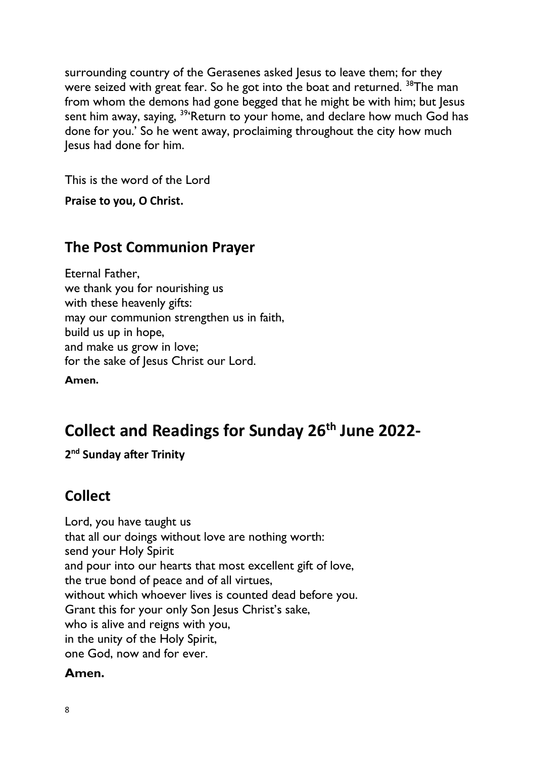surrounding country of the Gerasenes asked Jesus to leave them; for they were seized with great fear. So he got into the boat and returned. [38]The man from whom the demons had gone begged that he might be with him; but Jesus sent him away, saying, [39]'Return to your home, and declare how much God has done for you.' So he went away, proclaiming throughout the city how much Jesus had done for him.

This is the word of the Lord

**Praise to you, O Christ.**

## The Post Communion Prayer

Eternal Father,
we thank you for nourishing us
with these heavenly gifts:
may our communion strengthen us in faith,
build us up in hope,
and make us grow in love;
for the sake of Jesus Christ our Lord.

**Amen.**

# Collect and Readings for Sunday 26th June 2022-

**2nd Sunday after Trinity**

## Collect

Lord, you have taught us
that all our doings without love are nothing worth:
send your Holy Spirit
and pour into our hearts that most excellent gift of love,
the true bond of peace and of all virtues,
without which whoever lives is counted dead before you.
Grant this for your only Son Jesus Christ's sake,
who is alive and reigns with you,
in the unity of the Holy Spirit,
one God, now and for ever.

**Amen.**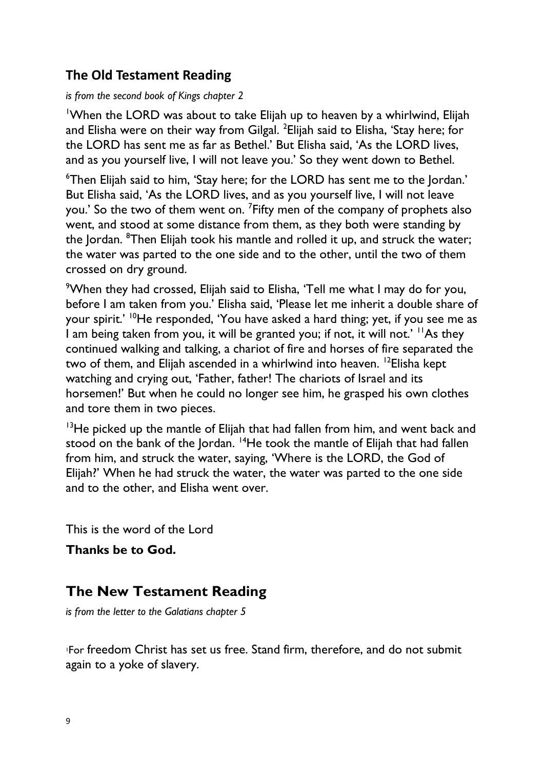## The Old Testament Reading

*is from the second book of Kings chapter 2*

[1]When the LORD was about to take Elijah up to heaven by a whirlwind, Elijah and Elisha were on their way from Gilgal. [2]Elijah said to Elisha, 'Stay here; for the LORD has sent me as far as Bethel.' But Elisha said, 'As the LORD lives, and as you yourself live, I will not leave you.' So they went down to Bethel.

[6]Then Elijah said to him, 'Stay here; for the LORD has sent me to the Jordan.' But Elisha said, 'As the LORD lives, and as you yourself live, I will not leave you.' So the two of them went on. [7]Fifty men of the company of prophets also went, and stood at some distance from them, as they both were standing by the Jordan. [8]Then Elijah took his mantle and rolled it up, and struck the water; the water was parted to the one side and to the other, until the two of them crossed on dry ground.

[9]When they had crossed, Elijah said to Elisha, 'Tell me what I may do for you, before I am taken from you.' Elisha said, 'Please let me inherit a double share of your spirit.' [10]He responded, 'You have asked a hard thing; yet, if you see me as I am being taken from you, it will be granted you; if not, it will not.' [11]As they continued walking and talking, a chariot of fire and horses of fire separated the two of them, and Elijah ascended in a whirlwind into heaven. [12]Elisha kept watching and crying out, 'Father, father! The chariots of Israel and its horsemen!' But when he could no longer see him, he grasped his own clothes and tore them in two pieces.

[13]He picked up the mantle of Elijah that had fallen from him, and went back and stood on the bank of the Jordan. [14]He took the mantle of Elijah that had fallen from him, and struck the water, saying, 'Where is the LORD, the God of Elijah?' When he had struck the water, the water was parted to the one side and to the other, and Elisha went over.

This is the word of the Lord

**Thanks be to God.**

## The New Testament Reading

*is from the letter to the Galatians chapter 5*

[1]For freedom Christ has set us free. Stand firm, therefore, and do not submit again to a yoke of slavery.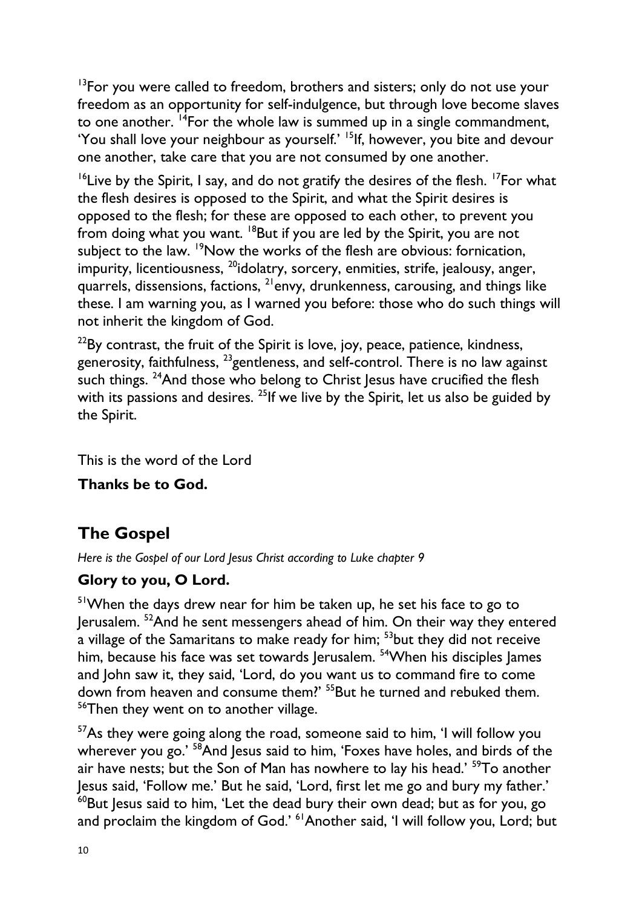[13]For you were called to freedom, brothers and sisters; only do not use your freedom as an opportunity for self-indulgence, but through love become slaves to one another. [14]For the whole law is summed up in a single commandment, 'You shall love your neighbour as yourself.' [15]If, however, you bite and devour one another, take care that you are not consumed by one another.

[16]Live by the Spirit, I say, and do not gratify the desires of the flesh. [17]For what the flesh desires is opposed to the Spirit, and what the Spirit desires is opposed to the flesh; for these are opposed to each other, to prevent you from doing what you want. [18]But if you are led by the Spirit, you are not subject to the law. [19]Now the works of the flesh are obvious: fornication, impurity, licentiousness, [20]idolatry, sorcery, enmities, strife, jealousy, anger, quarrels, dissensions, factions, [21]envy, drunkenness, carousing, and things like these. I am warning you, as I warned you before: those who do such things will not inherit the kingdom of God.

[22]By contrast, the fruit of the Spirit is love, joy, peace, patience, kindness, generosity, faithfulness, [23]gentleness, and self-control. There is no law against such things. [24]And those who belong to Christ Jesus have crucified the flesh with its passions and desires. [25]If we live by the Spirit, let us also be guided by the Spirit.

This is the word of the Lord

**Thanks be to God.**

## The Gospel

*Here is the Gospel of our Lord Jesus Christ according to Luke chapter 9*

**Glory to you, O Lord.**

[51]When the days drew near for him be taken up, he set his face to go to Jerusalem. [52]And he sent messengers ahead of him. On their way they entered a village of the Samaritans to make ready for him; [53]but they did not receive him, because his face was set towards Jerusalem. [54]When his disciples James and John saw it, they said, 'Lord, do you want us to command fire to come down from heaven and consume them?' [55]But he turned and rebuked them. [56]Then they went on to another village.

[57]As they were going along the road, someone said to him, 'I will follow you wherever you go.' [58]And Jesus said to him, 'Foxes have holes, and birds of the air have nests; but the Son of Man has nowhere to lay his head.' [59]To another Jesus said, 'Follow me.' But he said, 'Lord, first let me go and bury my father.' [60]But Jesus said to him, 'Let the dead bury their own dead; but as for you, go and proclaim the kingdom of God.' [61]Another said, 'I will follow you, Lord; but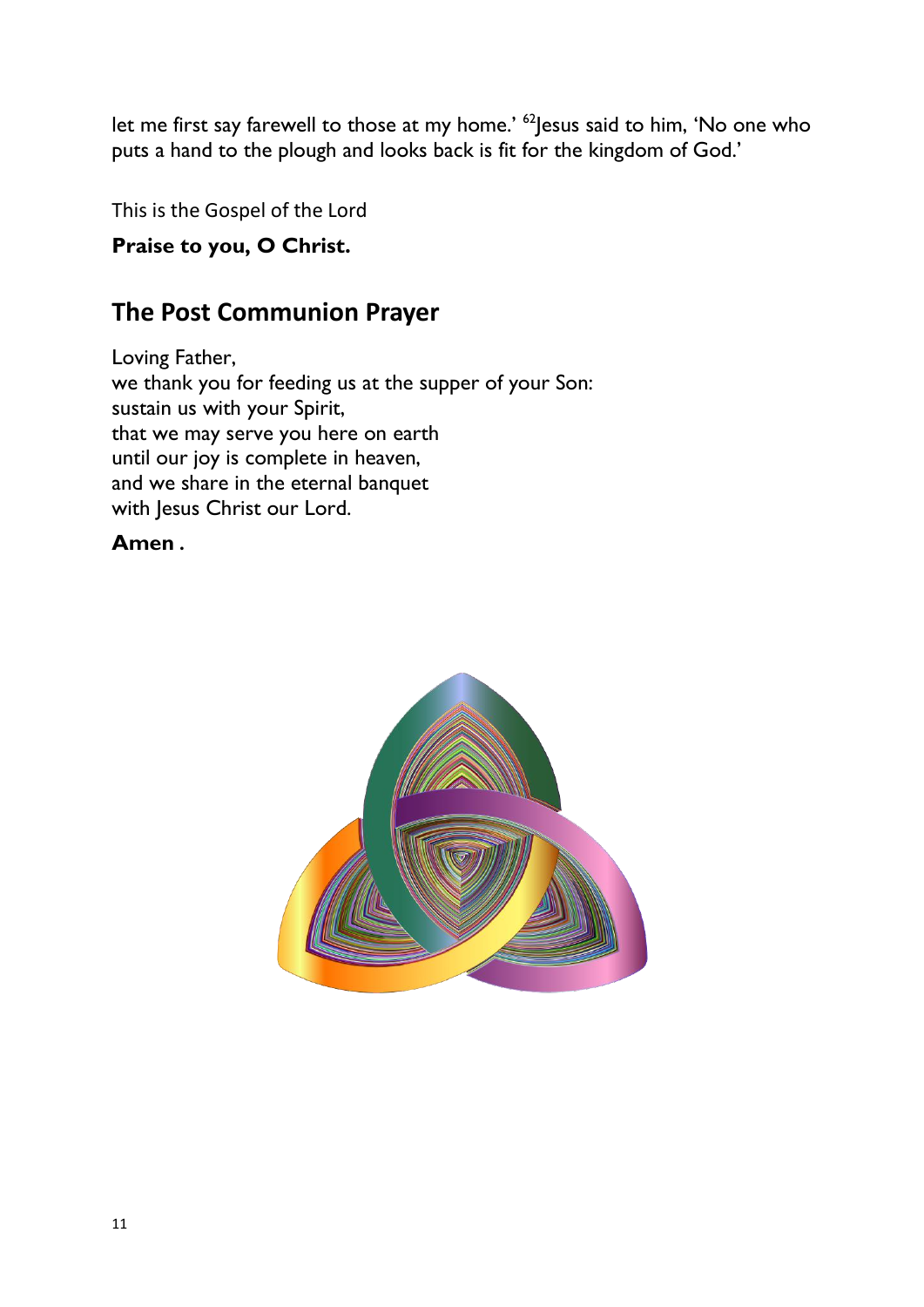let me first say farewell to those at my home.' [62]Jesus said to him, 'No one who puts a hand to the plough and looks back is fit for the kingdom of God.'

This is the Gospel of the Lord

**Praise to you, O Christ.**

## The Post Communion Prayer

Loving Father,
we thank you for feeding us at the supper of your Son:
sustain us with your Spirit,
that we may serve you here on earth
until our joy is complete in heaven,
and we share in the eternal banquet
with Jesus Christ our Lord.

**Amen .**